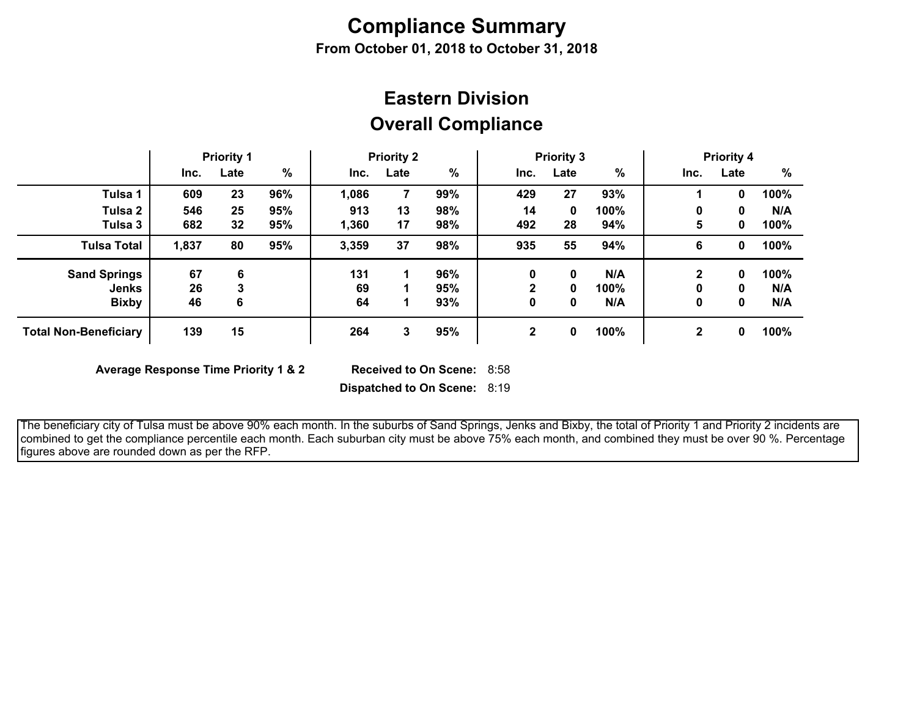# Compliance Summary

**From October 01, 2018 to October 31, 2018**

## Eastern Division

## Overall Compliance

| | Priority 1 | | | Priority 2 | | | Priority 3 | | | Priority 4 | | |
|---|---|---|---|---|---|---|---|---|---|---|---|---|
| | Inc. | Late | % | Inc. | Late | % | Inc. | Late | % | Inc. | Late | % |
| **Tulsa 1** | 609 | 23 | 96% | 1,086 | 7 | 99% | 429 | 27 | 93% | 1 | 0 | 100% |
| **Tulsa 2** | 546 | 25 | 95% | 913 | 13 | 98% | 14 | 0 | 100% | 0 | 0 | N/A |
| **Tulsa 3** | 682 | 32 | 95% | 1,360 | 17 | 98% | 492 | 28 | 94% | 5 | 0 | 100% |
| **Tulsa Total** | 1,837 | 80 | 95% | 3,359 | 37 | 98% | 935 | 55 | 94% | 6 | 0 | 100% |
| **Sand Springs** | 67 | 6 | | 131 | 1 | 96% | 0 | 0 | N/A | 2 | 0 | 100% |
| **Jenks** | 26 | 3 | | 69 | 1 | 95% | 2 | 0 | 100% | 0 | 0 | N/A |
| **Bixby** | 46 | 6 | | 64 | 1 | 93% | 0 | 0 | N/A | 0 | 0 | N/A |
| **Total Non-Beneficiary** | 139 | 15 | | 264 | 3 | 95% | 2 | 0 | 100% | 2 | 0 | 100% |

**Average Response Time Priority 1 & 2** **Received to On Scene:** 8:58

**Dispatched to On Scene:** 8:19

The beneficiary city of Tulsa must be above 90% each month. In the suburbs of Sand Springs, Jenks and Bixby, the total of Priority 1 and Priority 2 incidents are combined to get the compliance percentile each month. Each suburban city must be above 75% each month, and combined they must be over 90 %. Percentage figures above are rounded down as per the RFP.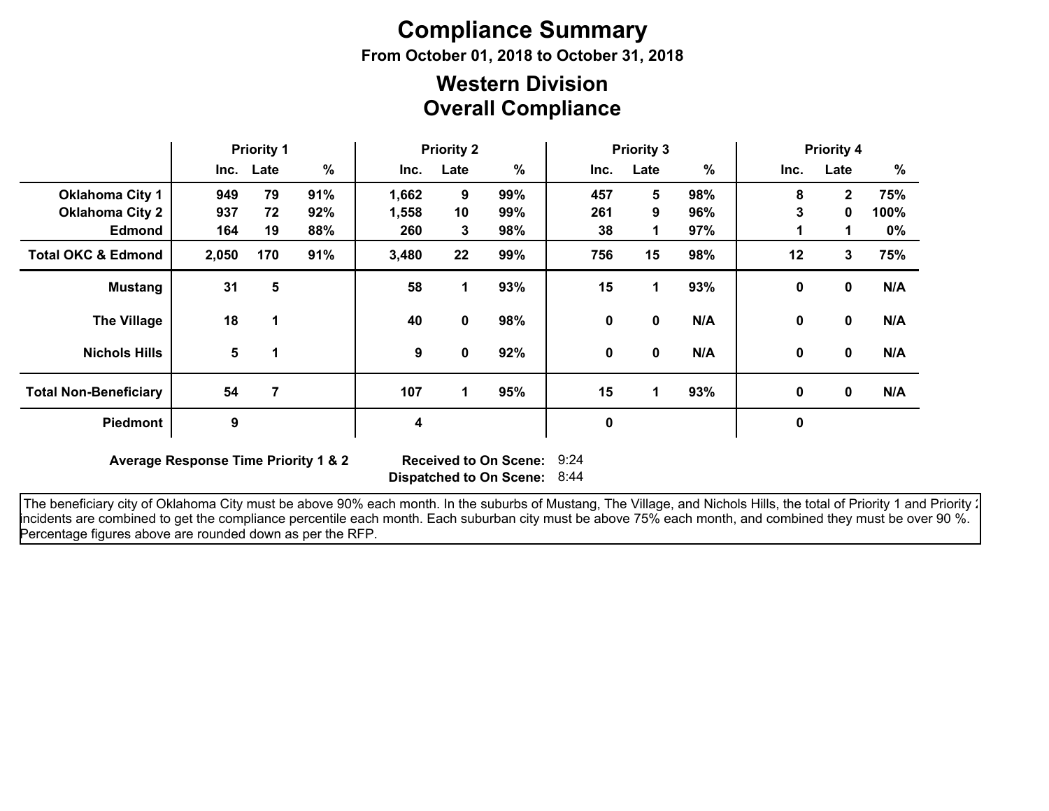# Compliance Summary

**From October 01, 2018 to October 31, 2018**

## Western Division
## Overall Compliance

| | Priority 1 | | | Priority 2 | | | Priority 3 | | | Priority 4 | | |
|---|---|---|---|---|---|---|---|---|---|---|---|---|
| | Inc. | Late | % | Inc. | Late | % | Inc. | Late | % | Inc. | Late | % |
| **Oklahoma City 1** | 949 | 79 | 91% | 1,662 | 9 | 99% | 457 | 5 | 98% | 8 | 2 | 75% |
| **Oklahoma City 2** | 937 | 72 | 92% | 1,558 | 10 | 99% | 261 | 9 | 96% | 3 | 0 | 100% |
| **Edmond** | 164 | 19 | 88% | 260 | 3 | 98% | 38 | 1 | 97% | 1 | 1 | 0% |
| **Total OKC & Edmond** | 2,050 | 170 | 91% | 3,480 | 22 | 99% | 756 | 15 | 98% | 12 | 3 | 75% |
| **Mustang** | 31 | 5 | | 58 | 1 | 93% | 15 | 1 | 93% | 0 | 0 | N/A |
| **The Village** | 18 | 1 | | 40 | 0 | 98% | 0 | 0 | N/A | 0 | 0 | N/A |
| **Nichols Hills** | 5 | 1 | | 9 | 0 | 92% | 0 | 0 | N/A | 0 | 0 | N/A |
| **Total Non-Beneficiary** | 54 | 7 | | 107 | 1 | 95% | 15 | 1 | 93% | 0 | 0 | N/A |
| **Piedmont** | 9 | | | 4 | | | 0 | | | 0 | | |

**Average Response Time Priority 1 & 2** **Received to On Scene:** 9:24
**Dispatched to On Scene:** 8:44

The beneficiary city of Oklahoma City must be above 90% each month. In the suburbs of Mustang, The Village, and Nichols Hills, the total of Priority 1 and Priority 2 incidents are combined to get the compliance percentile each month. Each suburban city must be above 75% each month, and combined they must be over 90 %. Percentage figures above are rounded down as per the RFP.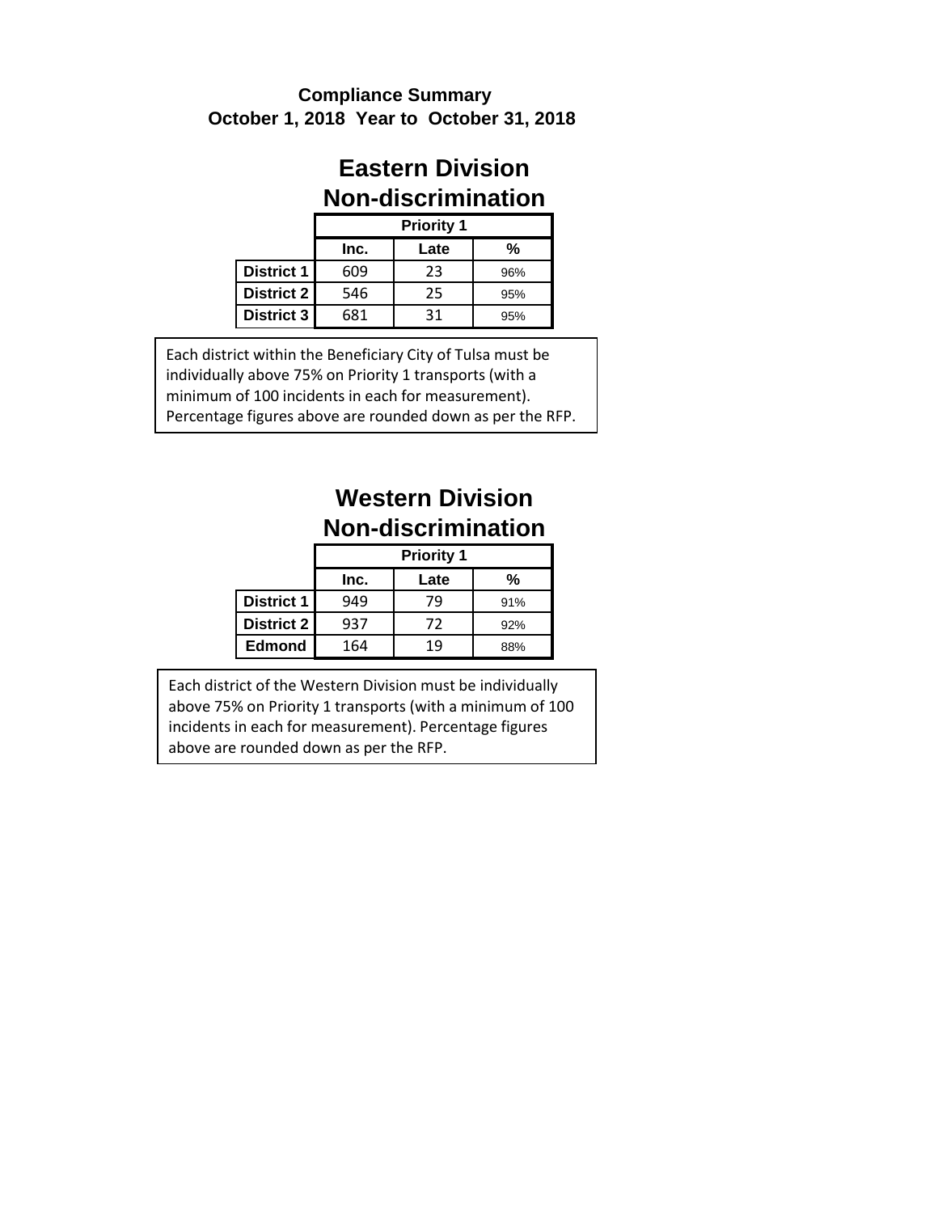**Compliance Summary**
**October 1, 2018 Year to October 31, 2018**

## Eastern Division
## Non-discrimination

| | Priority 1 | | |
|---|---|---|---|
| | Inc. | Late | % |
| District 1 | 609 | 23 | 96% |
| District 2 | 546 | 25 | 95% |
| District 3 | 681 | 31 | 95% |

Each district within the Beneficiary City of Tulsa must be individually above 75% on Priority 1 transports (with a minimum of 100 incidents in each for measurement). Percentage figures above are rounded down as per the RFP.

## Western Division
## Non-discrimination

| | Priority 1 | | |
|---|---|---|---|
| | Inc. | Late | % |
| District 1 | 949 | 79 | 91% |
| District 2 | 937 | 72 | 92% |
| Edmond | 164 | 19 | 88% |

Each district of the Western Division must be individually above 75% on Priority 1 transports (with a minimum of 100 incidents in each for measurement). Percentage figures above are rounded down as per the RFP.